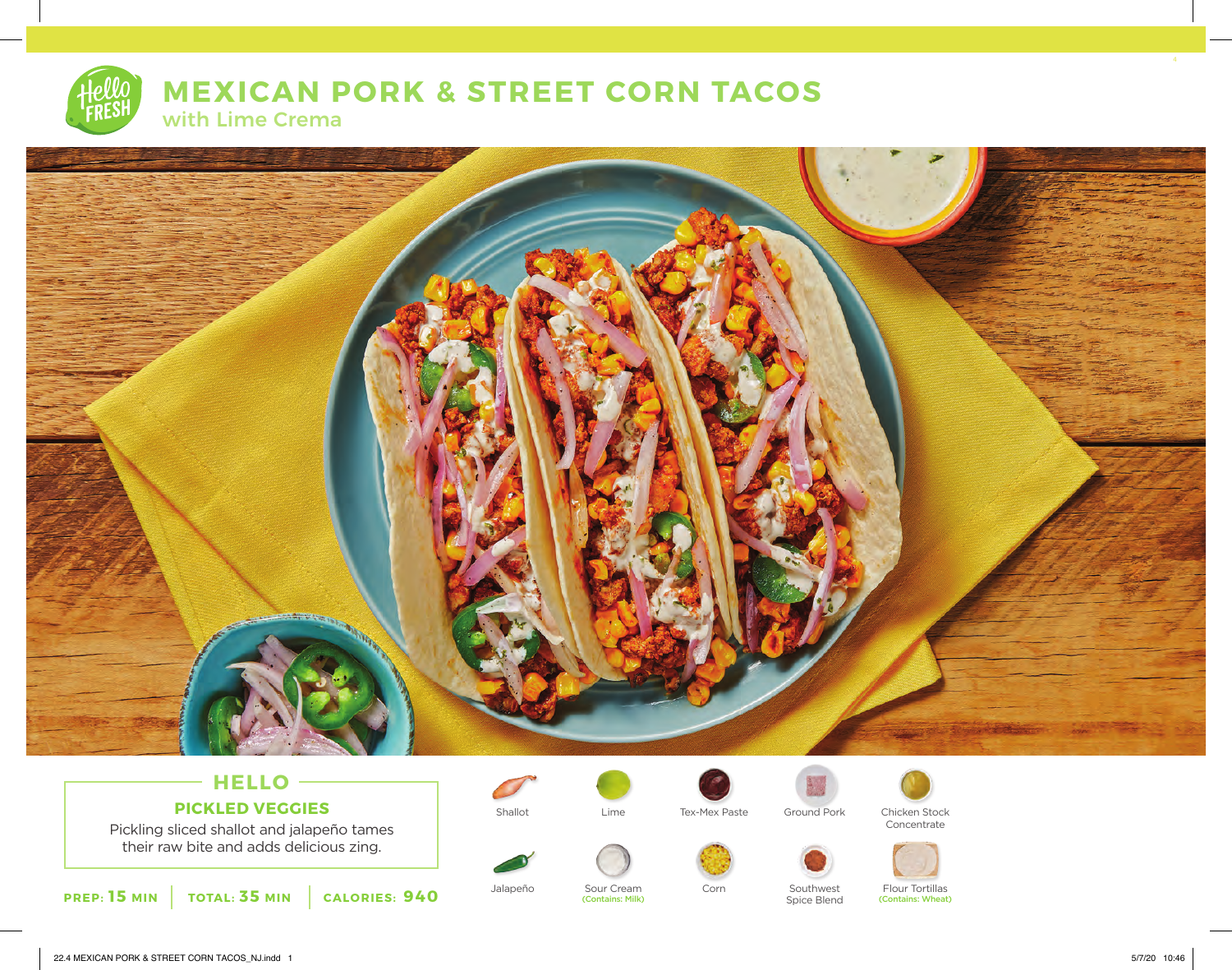# MEXICAN PORK & STREET CORN TACOS

## with Lime Crema

### HELLO

**PICKLED VEGGIES**

Pickling sliced shallot and jalapeño tames their raw bite and adds delicious zing.

**PREP:** 15 MIN | **TOTAL:** 35 MIN | **CALORIES:** 940

- Shallot
- Lime
- Tex-Mex Paste
- Ground Pork
- Chicken Stock Concentrate
- Jalapeño
- Sour Cream (Contains: Milk)
- Corn
- Southwest Spice Blend
- Flour Tortillas (Contains: Wheat)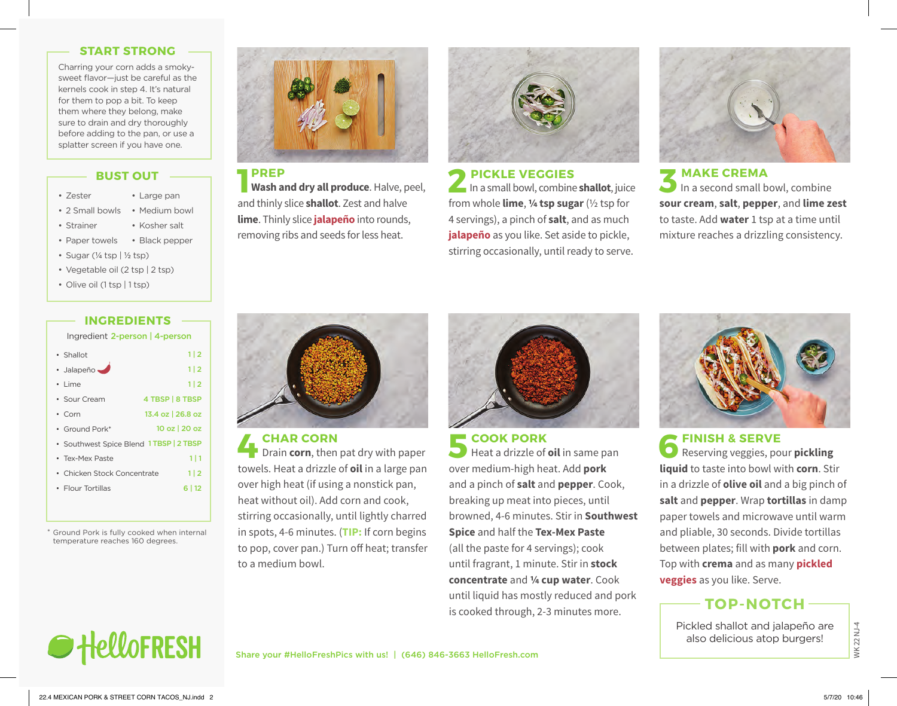## START STRONG

Charring your corn adds a smoky-sweet flavor—just be careful as the kernels cook in step 4. It's natural for them to pop a bit. To keep them where they belong, make sure to drain and dry thoroughly before adding to the pan, or use a splatter screen if you have one.

## BUST OUT

- Zester
- Large pan
- 2 Small bowls
- Medium bowl
- Strainer
- Kosher salt
- Paper towels
- Black pepper
- Sugar (¼ tsp | ½ tsp)
- Vegetable oil (2 tsp | 2 tsp)
- Olive oil (1 tsp | 1 tsp)

## INGREDIENTS

| Ingredient | 2-person \| 4-person |
|---|---|
| Shallot | 1 \| 2 |
| Jalapeño | 1 \| 2 |
| Lime | 1 \| 2 |
| Sour Cream | 4 TBSP \| 8 TBSP |
| Corn | 13.4 oz \| 26.8 oz |
| Ground Pork* | 10 oz \| 20 oz |
| Southwest Spice Blend | 1 TBSP \| 2 TBSP |
| Tex-Mex Paste | 1 \| 1 |
| Chicken Stock Concentrate | 1 \| 2 |
| Flour Tortillas | 6 \| 12 |

\* Ground Pork is fully cooked when internal temperature reaches 160 degrees.

HelloFRESH

## 1 PREP

**Wash and dry all produce**. Halve, peel, and thinly slice **shallot**. Zest and halve **lime**. Thinly slice **jalapeño** into rounds, removing ribs and seeds for less heat.

## 2 PICKLE VEGGIES

In a small bowl, combine **shallot**, juice from whole **lime**, **¼ tsp sugar** (½ tsp for 4 servings), a pinch of **salt**, and as much **jalapeño** as you like. Set aside to pickle, stirring occasionally, until ready to serve.

## 3 MAKE CREMA

In a second small bowl, combine **sour cream**, **salt**, **pepper**, and **lime zest** to taste. Add **water** 1 tsp at a time until mixture reaches a drizzling consistency.

## 4 CHAR CORN

Drain **corn**, then pat dry with paper towels. Heat a drizzle of **oil** in a large pan over high heat (if using a nonstick pan, heat without oil). Add corn and cook, stirring occasionally, until lightly charred in spots, 4-6 minutes. (**TIP:** If corn begins to pop, cover pan.) Turn off heat; transfer to a medium bowl.

## 5 COOK PORK

Heat a drizzle of **oil** in same pan over medium-high heat. Add **pork** and a pinch of **salt** and **pepper**. Cook, breaking up meat into pieces, until browned, 4-6 minutes. Stir in **Southwest Spice** and half the **Tex-Mex Paste** (all the paste for 4 servings); cook until fragrant, 1 minute. Stir in **stock concentrate** and **¼ cup water**. Cook until liquid has mostly reduced and pork is cooked through, 2-3 minutes more.

## 6 FINISH & SERVE

Reserving veggies, pour **pickling liquid** to taste into bowl with **corn**. Stir in a drizzle of **olive oil** and a big pinch of **salt** and **pepper**. Wrap **tortillas** in damp paper towels and microwave until warm and pliable, 30 seconds. Divide tortillas between plates; fill with **pork** and corn. Top with **crema** and as many **pickled veggies** as you like. Serve.

## TOP-NOTCH

Pickled shallot and jalapeño are also delicious atop burgers!

Share your #HelloFreshPics with us! | (646) 846-3663 HelloFresh.com

WK 22 NJ-4